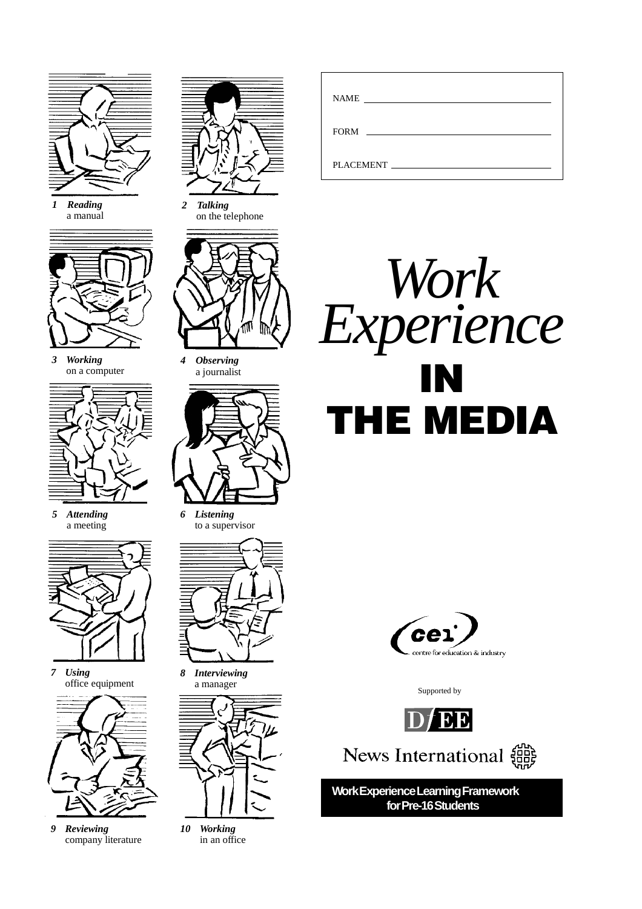1 ***Reading*** a manual

2 ***Talking*** on the telephone

3 ***Working*** on a computer

4 ***Observing*** a journalist

5 ***Attending*** a meeting

6 ***Listening*** to a supervisor

7 ***Using*** office equipment

8 ***Interviewing*** a manager

9 ***Reviewing*** company literature

10 ***Working*** in an office

NAME ______________________

FORM ______________________

PLACEMENT ______________________

# *Work Experience* IN THE MEDIA

cei centre for education & industry

Supported by

DfEE

News International

**Work Experience Learning Framework for Pre-16 Students**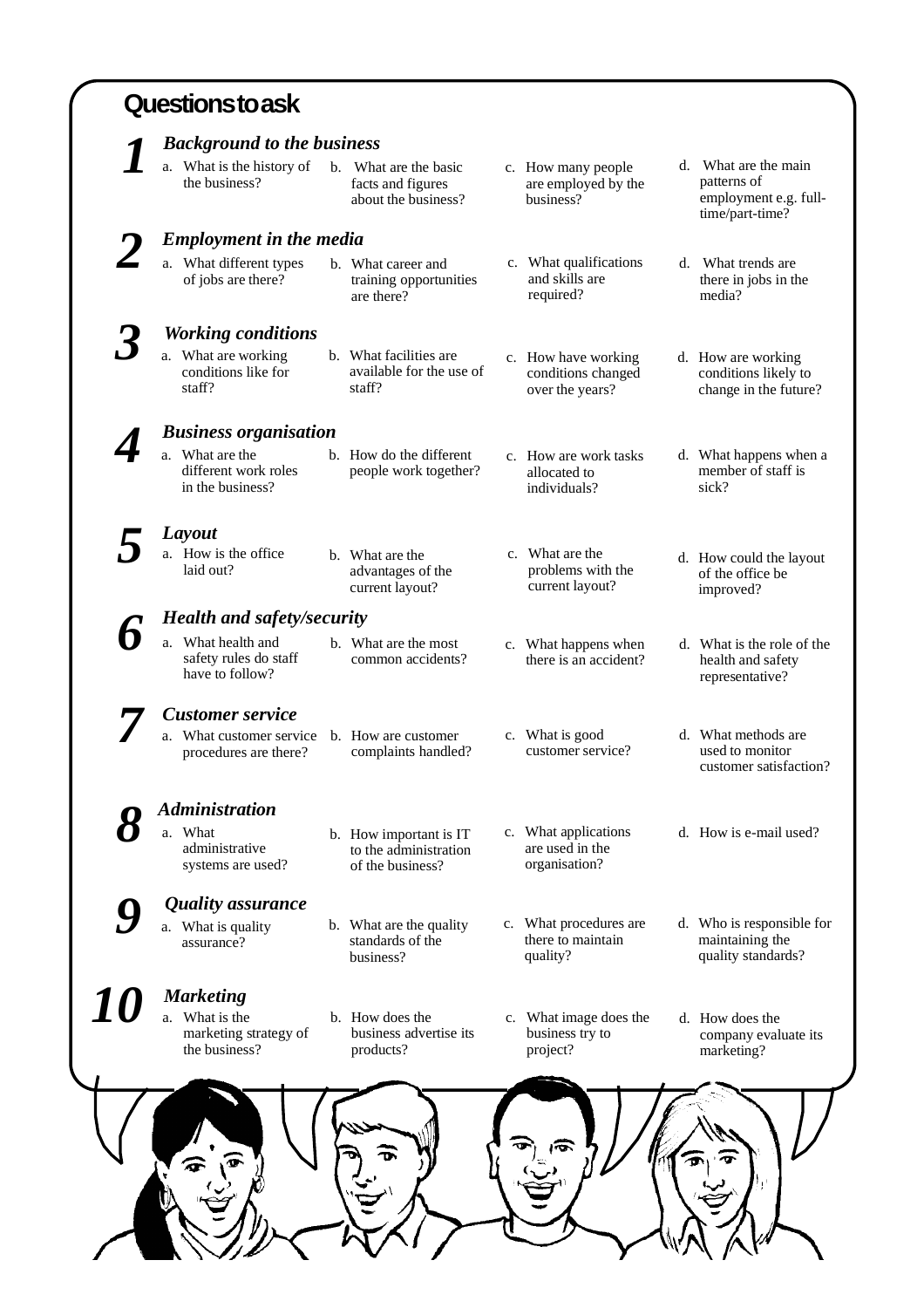# Questions to ask

## 1 Background to the business

a. What is the history of the business?
b. What are the basic facts and figures about the business?
c. How many people are employed by the business?
d. What are the main patterns of employment e.g. full-time/part-time?

## 2 Employment in the media

a. What different types of jobs are there?
b. What career and training opportunities are there?
c. What qualifications and skills are required?
d. What trends are there in jobs in the media?

## 3 Working conditions

a. What are working conditions like for staff?
b. What facilities are available for the use of staff?
c. How have working conditions changed over the years?
d. How are working conditions likely to change in the future?

## 4 Business organisation

a. What are the different work roles in the business?
b. How do the different people work together?
c. How are work tasks allocated to individuals?
d. What happens when a member of staff is sick?

## 5 Layout

a. How is the office laid out?
b. What are the advantages of the current layout?
c. What are the problems with the current layout?
d. How could the layout of the office be improved?

## 6 Health and safety/security

a. What health and safety rules do staff have to follow?
b. What are the most common accidents?
c. What happens when there is an accident?
d. What is the role of the health and safety representative?

## 7 Customer service

a. What customer service procedures are there?
b. How are customer complaints handled?
c. What is good customer service?
d. What methods are used to monitor customer satisfaction?

## 8 Administration

a. What administrative systems are used?
b. How important is IT to the administration of the business?
c. What applications are used in the organisation?
d. How is e-mail used?

## 9 Quality assurance

a. What is quality assurance?
b. What are the quality standards of the business?
c. What procedures are there to maintain quality?
d. Who is responsible for maintaining the quality standards?

## 10 Marketing

a. What is the marketing strategy of the business?
b. How does the business advertise its products?
c. What image does the business try to project?
d. How does the company evaluate its marketing?